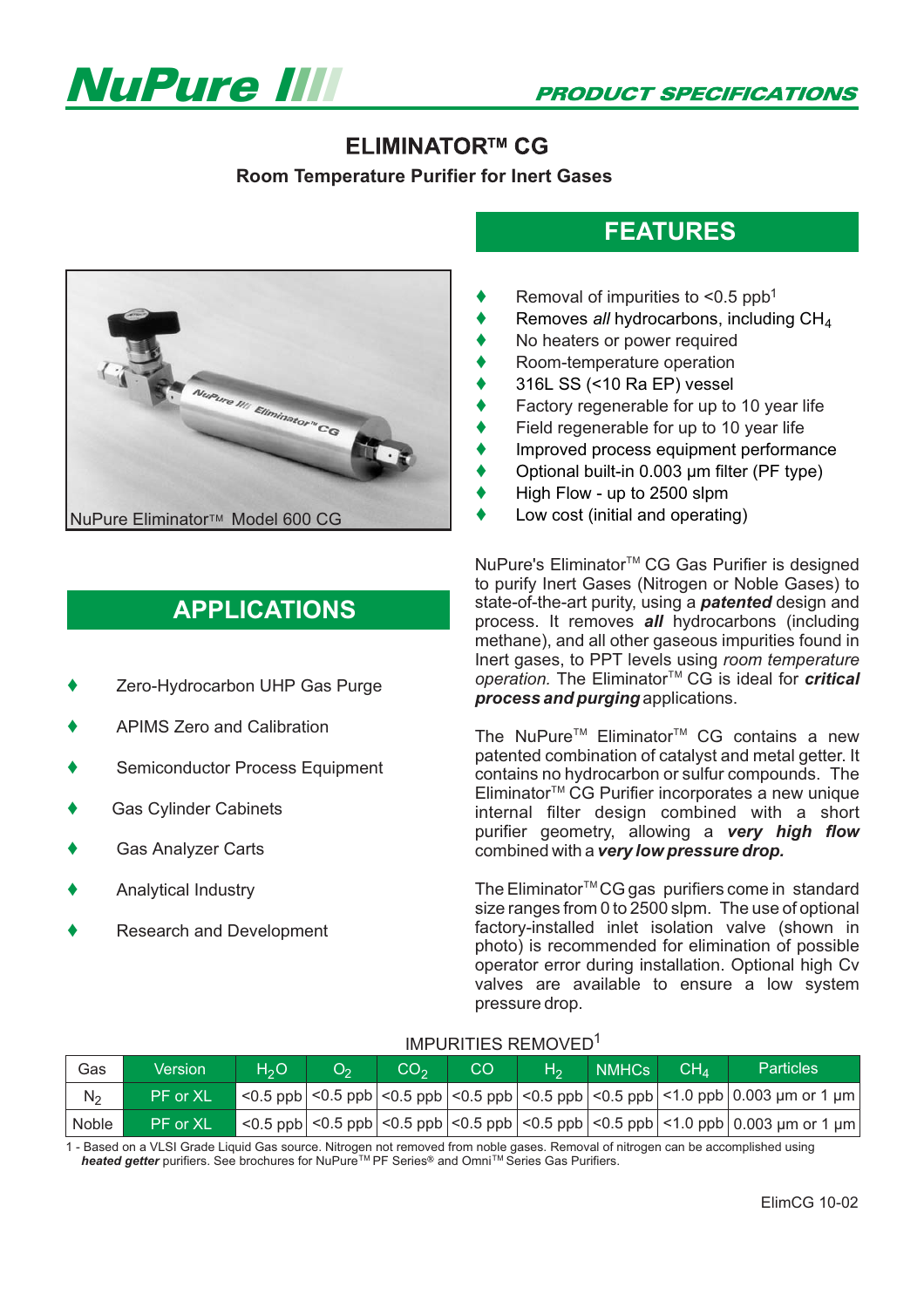# NuPure

PRODUCT SPECIFICATIONS

## ELIMINATOR™ CG

**Room Temperature Purifier for Inert Gases**

NuPure Eliminator™ Model 600 CG

## FEATURES

- Removal of impurities to <0.5 ppb[1]
- Removes *all* hydrocarbons, including $CH_4$
- No heaters or power required
- Room-temperature operation
- 316L SS (<10 Ra EP) vessel
- Factory regenerable for up to 10 year life
- Field regenerable for up to 10 year life
- Improved process equipment performance
- Optional built-in 0.003 µm filter (PF type)
- High Flow - up to 2500 slpm
- Low cost (initial and operating)

## APPLICATIONS

- Zero-Hydrocarbon UHP Gas Purge
- APIMS Zero and Calibration
- Semiconductor Process Equipment
- Gas Cylinder Cabinets
- Gas Analyzer Carts
- Analytical Industry
- Research and Development

NuPure's Eliminator™ CG Gas Purifier is designed to purify Inert Gases (Nitrogen or Noble Gases) to state-of-the-art purity, using a ***patented*** design and process. It removes ***all*** hydrocarbons (including methane), and all other gaseous impurities found in Inert gases, to PPT levels using *room temperature operation.* The Eliminator™ CG is ideal for ***critical process and purging*** applications.

The NuPure™ Eliminator™ CG contains a new patented combination of catalyst and metal getter. It contains no hydrocarbon or sulfur compounds. The Eliminator™ CG Purifier incorporates a new unique internal filter design combined with a short purifier geometry, allowing a ***very high flow*** combined with a ***very low pressure drop.***

The Eliminator™ CG gas purifiers come in standard size ranges from 0 to 2500 slpm. The use of optional factory-installed inlet isolation valve (shown in photo) is recommended for elimination of possible operator error during installation. Optional high Cv valves are available to ensure a low system pressure drop.

IMPURITIES REMOVED[1]

| Gas | Version | $H_2O$ | $O_2$ | $CO_2$ | CO | $H_2$ | NMHCs | $CH_4$ | Particles |
|---|---|---|---|---|---|---|---|---|---|
| $N_2$ | PF or XL | <0.5 ppb | <0.5 ppb | <0.5 ppb | <0.5 ppb | <0.5 ppb | <0.5 ppb | <1.0 ppb | 0.003 µm or 1 µm |
| Noble | PF or XL | <0.5 ppb | <0.5 ppb | <0.5 ppb | <0.5 ppb | <0.5 ppb | <0.5 ppb | <1.0 ppb | 0.003 µm or 1 µm |

1 - Based on a VLSI Grade Liquid Gas source. Nitrogen not removed from noble gases. Removal of nitrogen can be accomplished using ***heated getter*** purifiers. See brochures for NuPure™ PF Series® and Omni™ Series Gas Purifiers.

ElimCG 10-02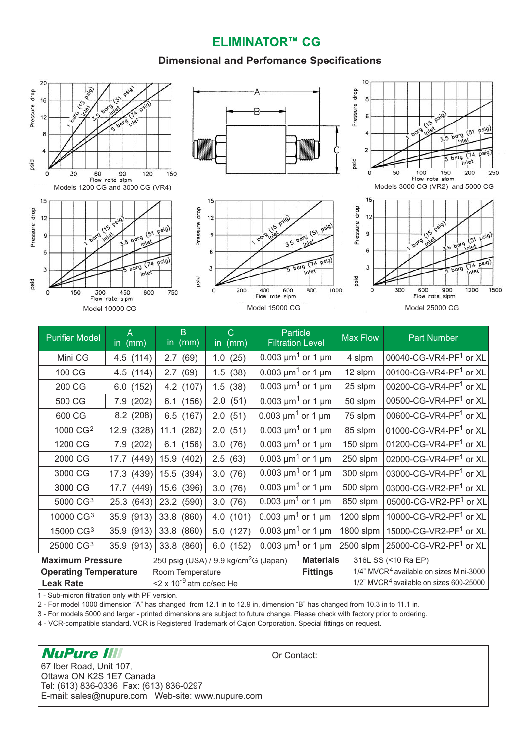# ELIMINATOR™ CG

## Dimensional and Perfomance Specifications

Pressure drop psid
20
16
12
8
4
0
30 60 90 120 150
Flow rate slpm
1 barg (15 psig) inlet
3.5 barg (51 psig) inlet
5 barg (74 psig) inlet

Models 1200 CG and 3000 CG (VR4)

A
B
C

Pressure drop psid
10
8
6
4
2
0
50 100 150 200 250
Flow rate slpm
1 barg (15 psig) inlet
3.5 barg (51 psig) inlet
5 barg (74 psig) inlet

Models 3000 CG (VR2) and 5000 CG

Pressure drop psid
15
12
9
6
3
0
150 300 450 600 750
Flow rate slpm
1 barg (15 psig) inlet
3.5 barg (51 psig) inlet
5 barg (74 psig) inlet

Model 10000 CG

Pressure drop psid
15
12
9
6
3
0
200 400 600 800 1000
Flow rate slpm
1 barg (15 psig) inlet
3.5 barg (51 psig) inlet
5 barg (74 psig) inlet

Model 15000 CG

Pressure drop psid
15
12
9
6
3
0
300 600 900 1200 1500
Flow rate slpm
1 barg (15 psig) inlet
3.5 barg (51 psig) inlet
5 barg (74 psig) inlet

Model 25000 CG

| Purifier Model | A in (mm) | B in (mm) | C in (mm) | Particle Filtration Level | Max Flow | Part Number |
|---|---|---|---|---|---|---|
| Mini CG | 4.5 (114) | 2.7 (69) | 1.0 (25) | 0.003 µm[1] or 1 µm | 4 slpm | 00040-CG-VR4-PF[1] or XL |
| 100 CG | 4.5 (114) | 2.7 (69) | 1.5 (38) | 0.003 µm[1] or 1 µm | 12 slpm | 00100-CG-VR4-PF[1] or XL |
| 200 CG | 6.0 (152) | 4.2 (107) | 1.5 (38) | 0.003 µm[1] or 1 µm | 25 slpm | 00200-CG-VR4-PF[1] or XL |
| 500 CG | 7.9 (202) | 6.1 (156) | 2.0 (51) | 0.003 µm[1] or 1 µm | 50 slpm | 00500-CG-VR4-PF[1] or XL |
| 600 CG | 8.2 (208) | 6.5 (167) | 2.0 (51) | 0.003 µm[1] or 1 µm | 75 slpm | 00600-CG-VR4-PF[1] or XL |
| 1000 CG[2] | 12.9 (328) | 11.1 (282) | 2.0 (51) | 0.003 µm[1] or 1 µm | 85 slpm | 01000-CG-VR4-PF[1] or XL |
| 1200 CG | 7.9 (202) | 6.1 (156) | 3.0 (76) | 0.003 µm[1] or 1 µm | 150 slpm | 01200-CG-VR4-PF[1] or XL |
| 2000 CG | 17.7 (449) | 15.9 (402) | 2.5 (63) | 0.003 µm[1] or 1 µm | 250 slpm | 02000-CG-VR4-PF[1] or XL |
| 3000 CG | 17.3 (439) | 15.5 (394) | 3.0 (76) | 0.003 µm[1] or 1 µm | 300 slpm | 03000-CG-VR4-PF[1] or XL |
| 3000 CG | 17.7 (449) | 15.6 (396) | 3.0 (76) | 0.003 µm[1] or 1 µm | 500 slpm | 03000-CG-VR2-PF[1] or XL |
| 5000 CG[3] | 25.3 (643) | 23.2 (590) | 3.0 (76) | 0.003 µm[1] or 1 µm | 850 slpm | 05000-CG-VR2-PF[1] or XL |
| 10000 CG[3] | 35.9 (913) | 33.8 (860) | 4.0 (101) | 0.003 µm[1] or 1 µm | 1200 slpm | 10000-CG-VR2-PF[1] or XL |
| 15000 CG[3] | 35.9 (913) | 33.8 (860) | 5.0 (127) | 0.003 µm[1] or 1 µm | 1800 slpm | 15000-CG-VR2-PF[1] or XL |
| 25000 CG[3] | 35.9 (913) | 33.8 (860) | 6.0 (152) | 0.003 µm[1] or 1 µm | 2500 slpm | 25000-CG-VR2-PF[1] or XL |

| | | | |
|---|---|---|---|
| **Maximum Pressure** | 250 psig (USA) / 9.9 kg/cm$^2$G (Japan) | **Materials** | 316L SS (<10 Ra EP) |
| **Operating Temperature** | Room Temperature | **Fittings** | 1/4" MVCR[4] available on sizes Mini-3000 |
| **Leak Rate** | <2 x $10^{-9}$ atm cc/sec He | | 1/2" MVCR[4] available on sizes 600-25000 |

1 - Sub-micron filtration only with PF version.
2 - For model 1000 dimension "A" has changed from 12.1 in to 12.9 in, dimension "B" has changed from 10.3 in to 11.1 in.
3 - For models 5000 and larger - printed dimensions are subject to future change. Please check with factory prior to ordering.
4 - VCR-compatible standard. VCR is Registered Trademark of Cajon Corporation. Special fittings on request.

**NuPure**
67 Iber Road, Unit 107,
Ottawa ON K2S 1E7 Canada
Tel: (613) 836-0336 Fax: (613) 836-0297
E-mail: sales@nupure.com Web-site: www.nupure.com

Or Contact: